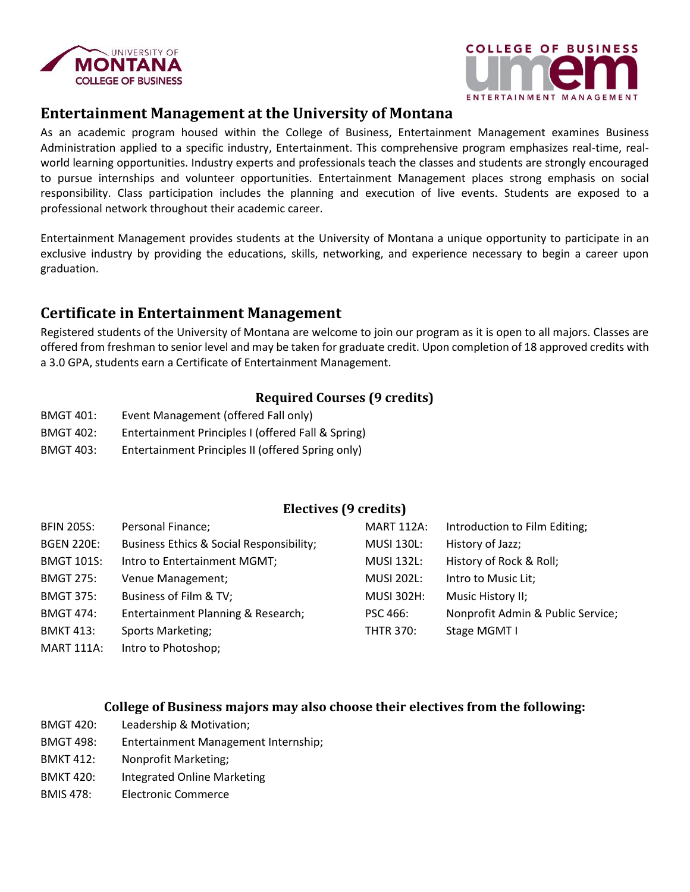## Entertainment Management at the University of Montana

As an academic program housed within the College of Business, Entertainment Management examines Business Administration applied to a specific industry, Entertainment. This comprehensive program emphasizes real-time, real-world learning opportunities. Industry experts and professionals teach the classes and students are strongly encouraged to pursue internships and volunteer opportunities. Entertainment Management places strong emphasis on social responsibility. Class participation includes the planning and execution of live events. Students are exposed to a professional network throughout their academic career.

Entertainment Management provides students at the University of Montana a unique opportunity to participate in an exclusive industry by providing the educations, skills, networking, and experience necessary to begin a career upon graduation.

## Certificate in Entertainment Management

Registered students of the University of Montana are welcome to join our program as it is open to all majors. Classes are offered from freshman to senior level and may be taken for graduate credit. Upon completion of 18 approved credits with a 3.0 GPA, students earn a Certificate of Entertainment Management.

### Required Courses (9 credits)

- BMGT 401: Event Management (offered Fall only)
- BMGT 402: Entertainment Principles I (offered Fall & Spring)
- BMGT 403: Entertainment Principles II (offered Spring only)

### Electives (9 credits)

- BFIN 205S: Personal Finance;
- BGEN 220E: Business Ethics & Social Responsibility;
- BMGT 101S: Intro to Entertainment MGMT;
- BMGT 275: Venue Management;
- BMGT 375: Business of Film & TV;
- BMGT 474: Entertainment Planning & Research;
- BMKT 413: Sports Marketing;
- MART 111A: Intro to Photoshop;
- MART 112A: Introduction to Film Editing;
- MUSI 130L: History of Jazz;
- MUSI 132L: History of Rock & Roll;
- MUSI 202L: Intro to Music Lit;
- MUSI 302H: Music History II;
- PSC 466: Nonprofit Admin & Public Service;
- THTR 370: Stage MGMT I

### College of Business majors may also choose their electives from the following:

- BMGT 420: Leadership & Motivation;
- BMGT 498: Entertainment Management Internship;
- BMKT 412: Nonprofit Marketing;
- BMKT 420: Integrated Online Marketing
- BMIS 478: Electronic Commerce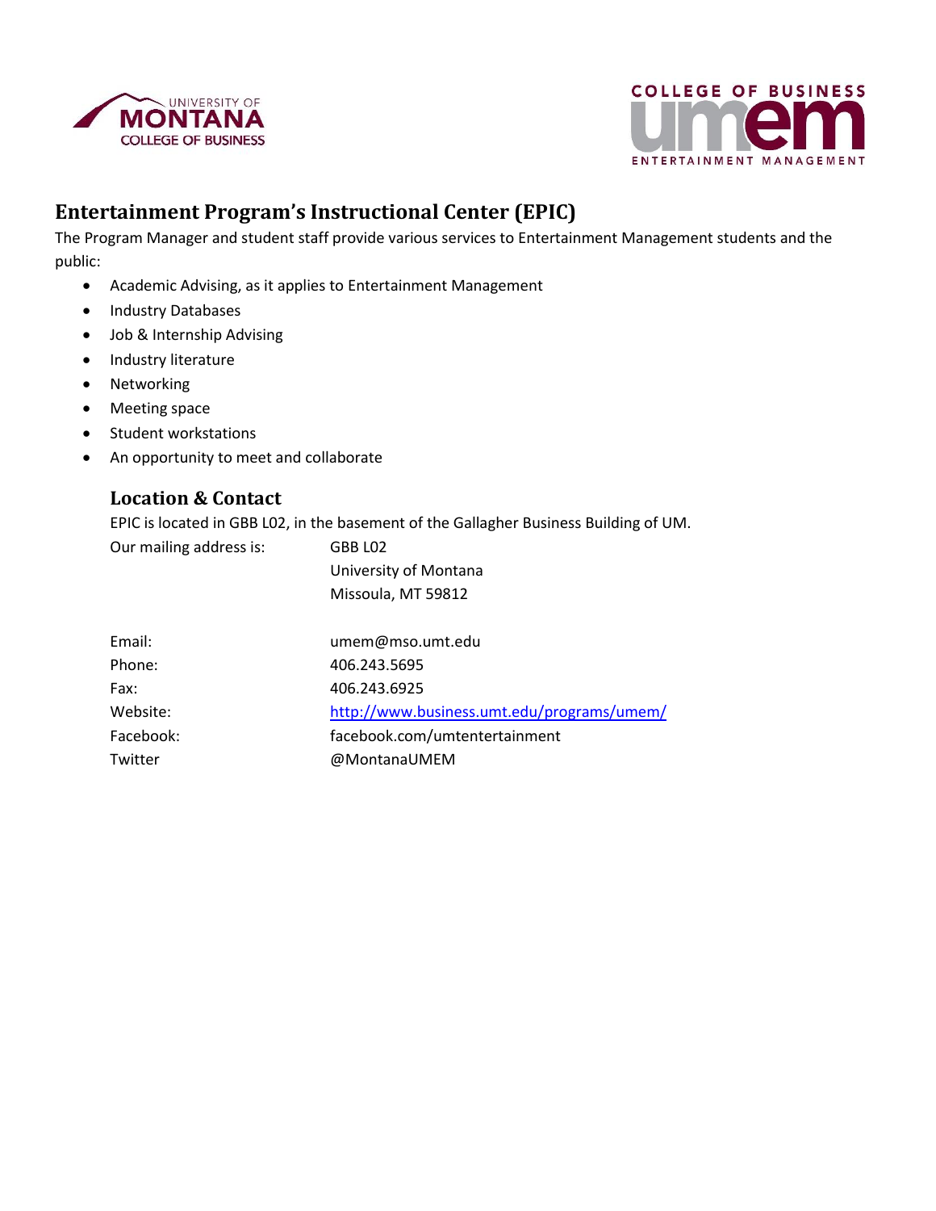## Entertainment Program's Instructional Center (EPIC)

The Program Manager and student staff provide various services to Entertainment Management students and the public:

- Academic Advising, as it applies to Entertainment Management
- Industry Databases
- Job & Internship Advising
- Industry literature
- Networking
- Meeting space
- Student workstations
- An opportunity to meet and collaborate

### Location & Contact

EPIC is located in GBB L02, in the basement of the Gallagher Business Building of UM.

| | |
|---|---|
| Our mailing address is: | GBB L02<br>University of Montana<br>Missoula, MT 59812 |
| Email: | umem@mso.umt.edu |
| Phone: | 406.243.5695 |
| Fax: | 406.243.6925 |
| Website: | http://www.business.umt.edu/programs/umem/ |
| Facebook: | facebook.com/umtentertainment |
| Twitter | @MontanaUMEM |